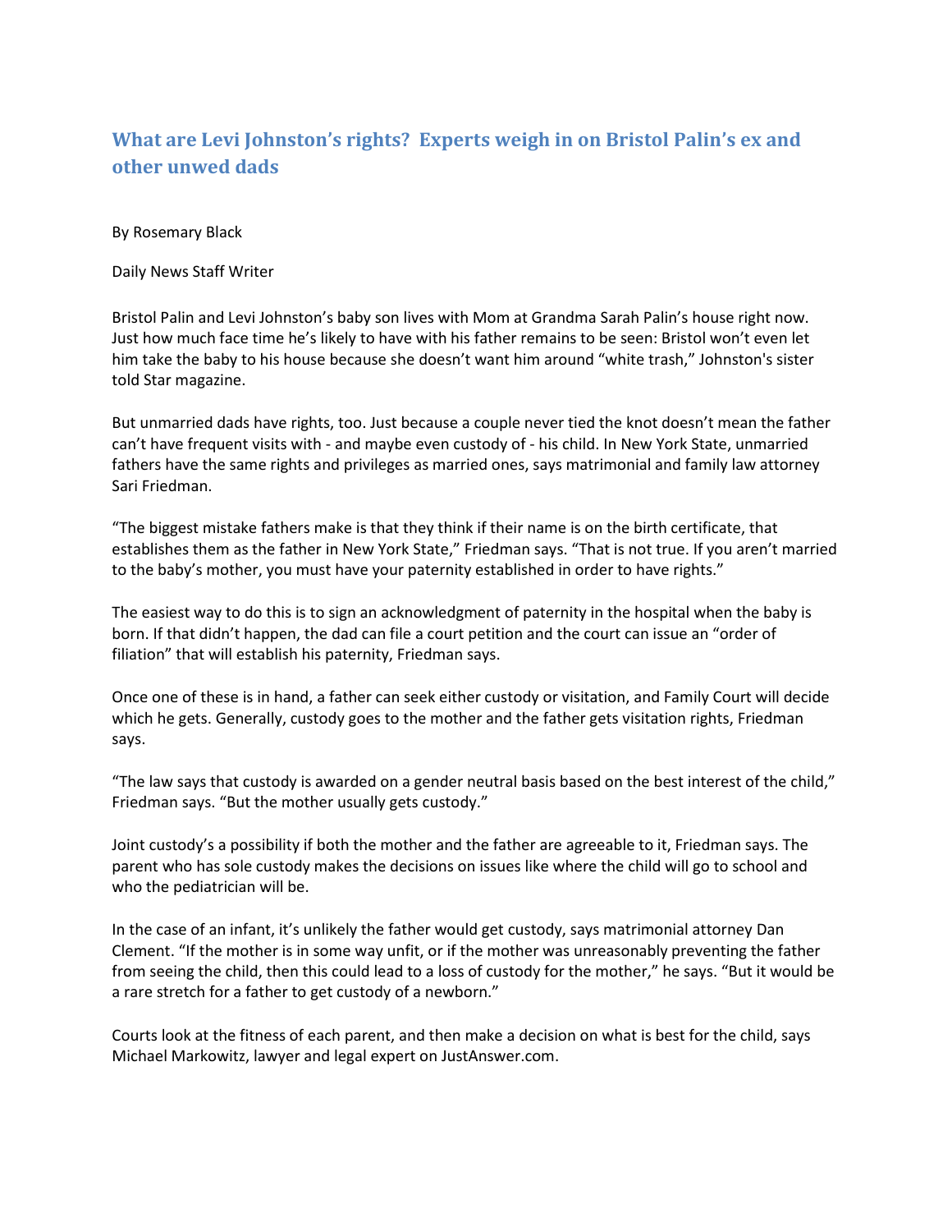# What are Levi Johnston's rights? Experts weigh in on Bristol Palin's ex and other unwed dads

By Rosemary Black

Daily News Staff Writer

Bristol Palin and Levi Johnston's baby son lives with Mom at Grandma Sarah Palin's house right now. Just how much face time he's likely to have with his father remains to be seen: Bristol won't even let him take the baby to his house because she doesn't want him around "white trash," Johnston's sister told Star magazine.

But unmarried dads have rights, too. Just because a couple never tied the knot doesn't mean the father can't have frequent visits with - and maybe even custody of - his child. In New York State, unmarried fathers have the same rights and privileges as married ones, says matrimonial and family law attorney Sari Friedman.

"The biggest mistake fathers make is that they think if their name is on the birth certificate, that establishes them as the father in New York State," Friedman says. "That is not true. If you aren't married to the baby's mother, you must have your paternity established in order to have rights."

The easiest way to do this is to sign an acknowledgment of paternity in the hospital when the baby is born. If that didn't happen, the dad can file a court petition and the court can issue an "order of filiation" that will establish his paternity, Friedman says.

Once one of these is in hand, a father can seek either custody or visitation, and Family Court will decide which he gets. Generally, custody goes to the mother and the father gets visitation rights, Friedman says.

"The law says that custody is awarded on a gender neutral basis based on the best interest of the child," Friedman says. "But the mother usually gets custody."

Joint custody's a possibility if both the mother and the father are agreeable to it, Friedman says. The parent who has sole custody makes the decisions on issues like where the child will go to school and who the pediatrician will be.

In the case of an infant, it's unlikely the father would get custody, says matrimonial attorney Dan Clement. "If the mother is in some way unfit, or if the mother was unreasonably preventing the father from seeing the child, then this could lead to a loss of custody for the mother," he says. "But it would be a rare stretch for a father to get custody of a newborn."

Courts look at the fitness of each parent, and then make a decision on what is best for the child, says Michael Markowitz, lawyer and legal expert on JustAnswer.com.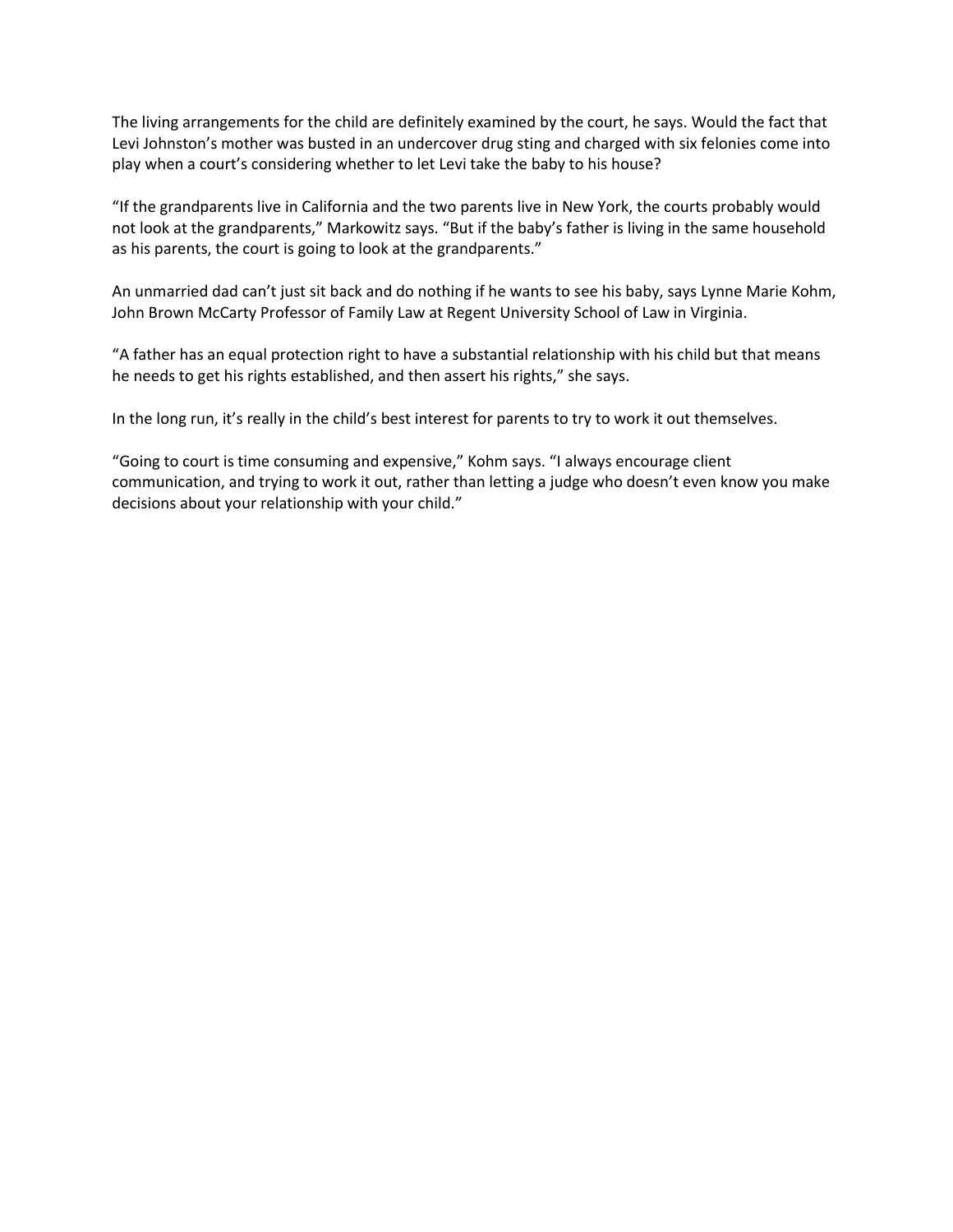The living arrangements for the child are definitely examined by the court, he says. Would the fact that Levi Johnston's mother was busted in an undercover drug sting and charged with six felonies come into play when a court's considering whether to let Levi take the baby to his house?

"If the grandparents live in California and the two parents live in New York, the courts probably would not look at the grandparents," Markowitz says. "But if the baby's father is living in the same household as his parents, the court is going to look at the grandparents."

An unmarried dad can't just sit back and do nothing if he wants to see his baby, says Lynne Marie Kohm, John Brown McCarty Professor of Family Law at Regent University School of Law in Virginia.

"A father has an equal protection right to have a substantial relationship with his child but that means he needs to get his rights established, and then assert his rights," she says.

In the long run, it's really in the child's best interest for parents to try to work it out themselves.

"Going to court is time consuming and expensive," Kohm says. "I always encourage client communication, and trying to work it out, rather than letting a judge who doesn't even know you make decisions about your relationship with your child."